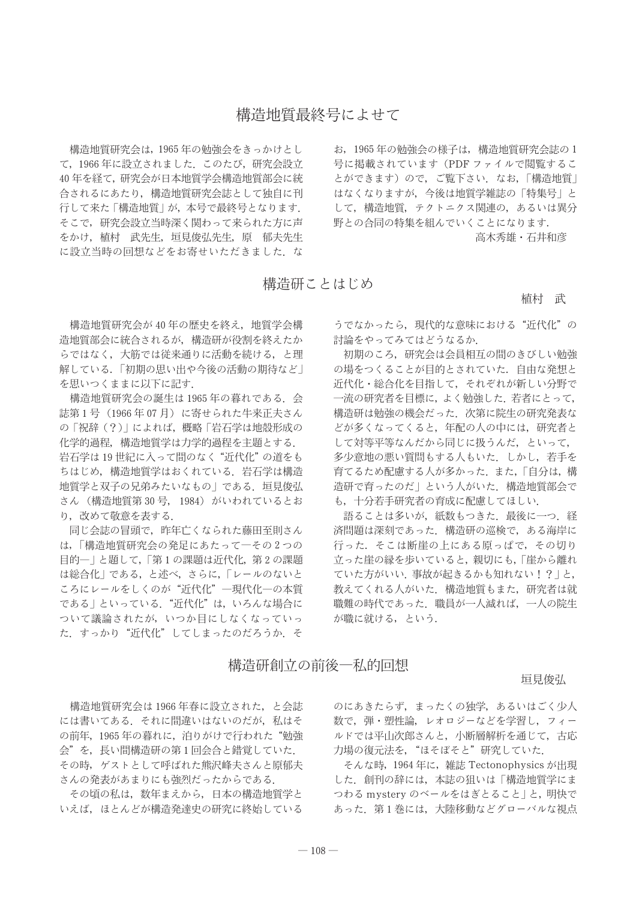# 構造地質最終号によせて

構造地質研究会は，1965 年の勉強会をきっかけとして，1966 年に設立されました．このたび，研究会設立 40 年を経て，研究会が日本地質学会構造地質部会に統合されるにあたり，構造地質研究会誌として独自に刊行して来た「構造地質」が，本号で最終号となります．そこで，研究会設立当時深く関わって来られた方に声をかけ，植村　武先生，垣見俊弘先生，原　郁夫先生に設立当時の回想などをお寄せいただきました．なお，1965 年の勉強会の様子は，構造地質研究会誌の 1 号に掲載されています（PDF ファイルで閲覧することができます）ので，ご覧下さい．なお，「構造地質」はなくなりますが，今後は地質学雑誌の「特集号」として，構造地質，テクトニクス関連の，あるいは異分野との合同の特集を組んでいくことになります．

高木秀雄・石井和彦

## 構造研ことはじめ

植村　武

構造地質研究会が 40 年の歴史を終え，地質学会構造地質部会に統合されるが，構造研が役割を終えたからではなく，大筋では従来通りに活動を続ける，と理解している．「初期の思い出や今後の活動の期待など」を思いつくままに以下に記す．

構造地質研究会の誕生は 1965 年の暮れである．会誌第 1 号（1966 年 07 月）に寄せられた牛来正夫さんの「祝辞（？）」によれば，概略「岩石学は地殻形成の化学的過程，構造地質学は力学的過程を主題とする．岩石学は 19 世紀に入って間のなく“近代化”の道をもちはじめ，構造地質学はおくれている．岩石学は構造地質学と双子の兄弟みたいなもの」である．垣見俊弘さん（構造地質第 30 号，1984）がいわれているとおり，改めて敬意を表する．

同じ会誌の冒頭で，昨年亡くなられた藤田至則さんは，「構造地質研究会の発足にあたって―その 2 つの目的―」と題して，「第 1 の課題は近代化，第 2 の課題は総合化」である，と述べ，さらに，「レールのないところにレールをしくのが“近代化”―現代化―の本質である」といっている．“近代化”は，いろんな場合について議論されたが，いつか目にしなくなっていった．すっかり“近代化”してしまったのだろうか．そうでなかったら，現代的な意味における“近代化”の討論をやってみてはどうなるか．

初期のころ，研究会は会員相互の間のきびしい勉強の場をつくることが目的とされていた．自由な発想と近代化・総合化を目指して，それぞれが新しい分野で一流の研究者を目標に，よく勉強した．若者にとって，構造研は勉強の機会だった．次第に院生の研究発表などが多くなってくると，年配の人の中には，研究者として対等平等なんだから同じに扱うんだ，といって，多少意地の悪い質問もする人もいた．しかし，若手を育てるため配慮する人が多かった．また，「自分は，構造研で育ったのだ」という人がいた．構造地質部会でも，十分若手研究者の育成に配慮してほしい．

語ることは多いが，紙数もつきた．最後に一つ．経済問題は深刻であった．構造研の巡検で，ある海岸に行った．そこは断崖の上にある原っぱで，その切り立った崖の縁を歩いていると，親切にも，「崖から離れていた方がいい．事故が起きるかも知れない！？」と，教えてくれる人がいた．構造地質もまた，研究者は就職難の時代であった．職員が一人減れば，一人の院生が職に就ける，という．

## 構造研創立の前後―私的回想

垣見俊弘

構造地質研究会は 1966 年春に設立された，と会誌には書いてある．それに間違いはないのだが，私はその前年，1965 年の暮れに，泊りがけで行われた“勉強会”を，長い間構造研の第 1 回会合と錯覚していた．その時，ゲストとして呼ばれた熊沢峰夫さんと原郁夫さんの発表があまりにも強烈だったからである．

その頃の私は，数年まえから，日本の構造地質学といえば，ほとんどが構造発達史の研究に終始しているのにあきたらず，まったくの独学，あるいはごく少人数で，弾・塑性論，レオロジーなどを学習し，フィールドでは平山次郎さんと，小断層解析を通じて，古応力場の復元法を，“ほそぼそと”研究していた．

そんな時，1964 年に，雑誌 Tectonophysics が出現した．創刊の辞には，本誌の狙いは「構造地質学にまつわる mystery のベールをはぎとること」と，明快であった．第 1 巻には，大陸移動などグローバルな視点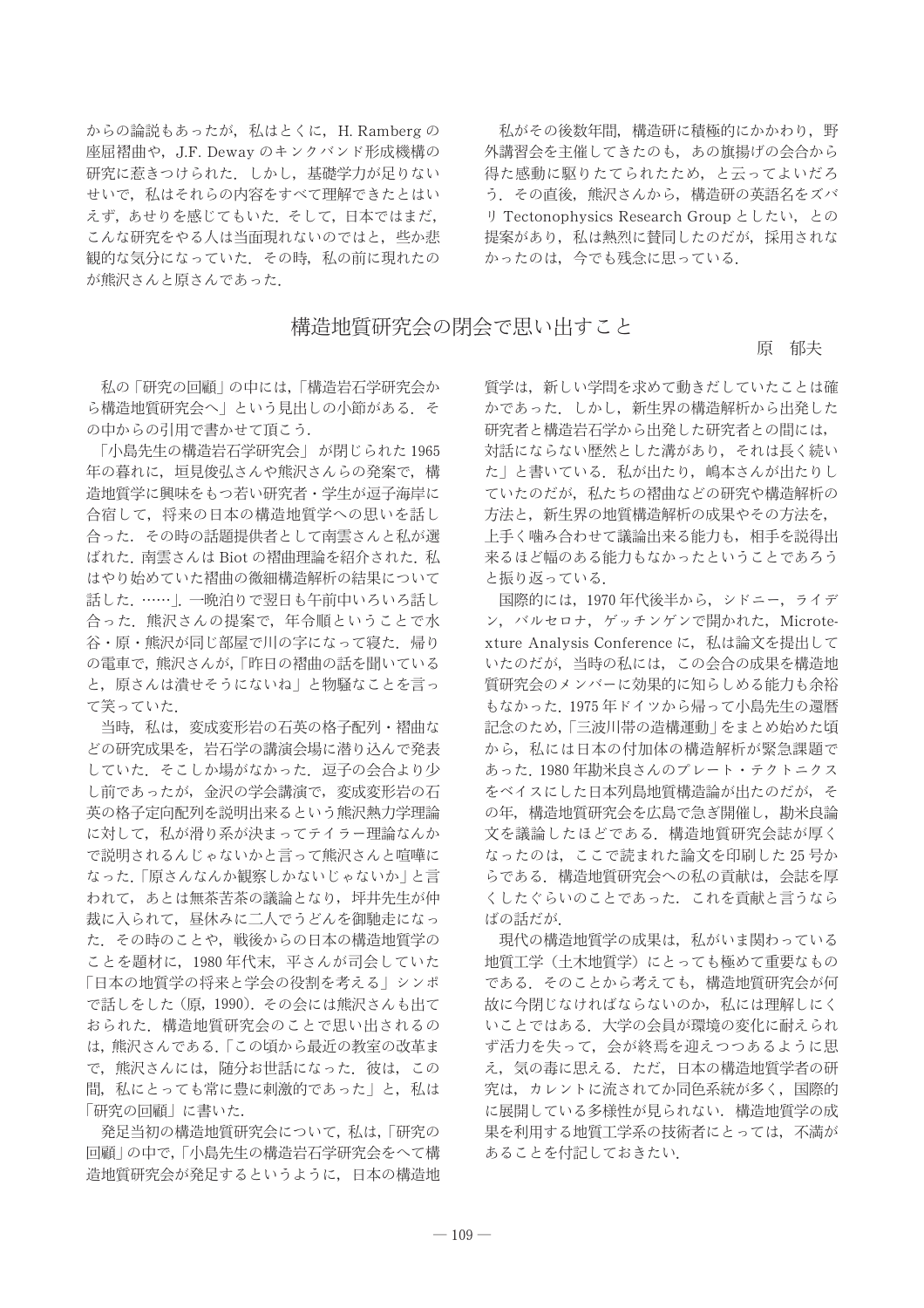からの論説もあったが，私はとくに，H. Ramberg の座屈褶曲や，J.F. Deway のキンクバンド形成機構の研究に惹きつけられた．しかし，基礎学力が足りないせいで，私はそれらの内容をすべて理解できたとはいえず，あせりを感じてもいた．そして，日本ではまだ，こんな研究をやる人は当面現れないのではと，些か悲観的な気分になっていた．その時，私の前に現れたのが熊沢さんと原さんであった．

私がその後数年間，構造研に積極的にかかわり，野外講習会を主催してきたのも，あの旗揚げの会合から得た感動に駆りたてられたため，と云ってよいだろう．その直後，熊沢さんから，構造研の英語名をズバリ Tectonophysics Research Group としたい，との提案があり，私は熱烈に賛同したのだが，採用されなかったのは，今でも残念に思っている．

## 構造地質研究会の閉会で思い出すこと

原　郁夫

私の「研究の回顧」の中には，「構造岩石学研究会から構造地質研究会へ」という見出しの小節がある．その中からの引用で書かせて頂こう．

「小島先生の構造岩石学研究会」が閉じられた 1965 年の暮れに，垣見俊弘さんや熊沢さんらの発案で，構造地質学に興味をもつ若い研究者・学生が逗子海岸に合宿して，将来の日本の構造地質学への思いを話し合った．その時の話題提供者として南雲さんと私が選ばれた．南雲さんは Biot の褶曲理論を紹介された．私はやり始めていた褶曲の微細構造解析の結果について話した．……」．一晩泊りで翌日も午前中いろいろ話し合った．熊沢さんの提案で，年令順ということで水谷・原・熊沢が同じ部屋で川の字になって寝た．帰りの電車で，熊沢さんが，「昨日の褶曲の話を聞いていると，原さんは潰せそうにないね」と物騒なことを言って笑っていた．

当時，私は，変成変形岩の石英の格子配列・褶曲などの研究成果を，岩石学の講演会場に潜り込んで発表していた．そこしか場がなかった．逗子の会合より少し前であったが，金沢の学会講演で，変成変形岩の石英の格子定向配列を説明出来るという熊沢熱力学理論に対して，私が滑り系が決まってテイラー理論なんかで説明されるんじゃないかと言って熊沢さんと喧嘩になった．「原さんなんか観察しかないじゃないか」と言われて，あとは無茶苦茶の議論となり，坪井先生が仲裁に入られて，昼休みに二人でうどんを御馳走になった．その時のことや，戦後からの日本の構造地質学のことを題材に，1980 年代末，平さんが司会していた「日本の地質学の将来と学会の役割を考える」シンポで話しをした（原，1990）．その会には熊沢さんも出ておられた．構造地質研究会のことで思い出されるのは，熊沢さんである．「この頃から最近の教室の改革まで，熊沢さんには，随分お世話になった．彼は，この間，私にとっても常に豊に刺激的であった」と，私は「研究の回顧」に書いた．

発足当初の構造地質研究会について，私は，「研究の回顧」の中で，「小島先生の構造岩石学研究会をへて構造地質研究会が発足するというように，日本の構造地質学は，新しい学問を求めて動きだしていたことは確かであった．しかし，新生界の構造解析から出発した研究者と構造岩石学から出発した研究者との間には，対話にならない歴然とした溝があり，それは長く続いた」と書いている．私が出たり，嶋本さんが出たりしていたのだが，私たちの褶曲などの研究や構造解析の方法と，新生界の地質構造解析の成果やその方法を，上手く噛み合わせて議論出来る能力も，相手を説得出来るほど幅のある能力もなかったということであろうと振り返っている．

国際的には，1970 年代後半から，シドニー，ライデン，バルセロナ，ゲッチンゲンで開かれた，Microtexture Analysis Conference に，私は論文を提出していたのだが，当時の私には，この会合の成果を構造地質研究会のメンバーに効果的に知らしめる能力も余裕もなかった．1975 年ドイツから帰って小島先生の還暦記念のため，「三波川帯の造構運動」をまとめ始めた頃から，私には日本の付加体の構造解析が緊急課題であった．1980 年勘米良さんのプレート・テクトニクスをベイスにした日本列島地質構造論が出たのだが，その年，構造地質研究会を広島で急ぎ開催し，勘米良論文を議論したほどである．構造地質研究会誌が厚くなったのは，ここで読まれた論文を印刷した 25 号からである．構造地質研究会への私の貢献は，会誌を厚くしたぐらいのことであった．これを貢献と言うならばの話だが．

現代の構造地質学の成果は，私がいま関わっている地質工学（土木地質学）にとっても極めて重要なものである．そのことから考えても，構造地質研究会が何故に今閉じなければならないのか，私には理解しにくいことではある．大学の会員が環境の変化に耐えられず活力を失って，会が終焉を迎えつつあるように思え，気の毒に思える．ただ，日本の構造地質学者の研究は，カレントに流されてか同色系統が多く，国際的に展開している多様性が見られない．構造地質学の成果を利用する地質工学系の技術者にとっては，不満があることを付記しておきたい．